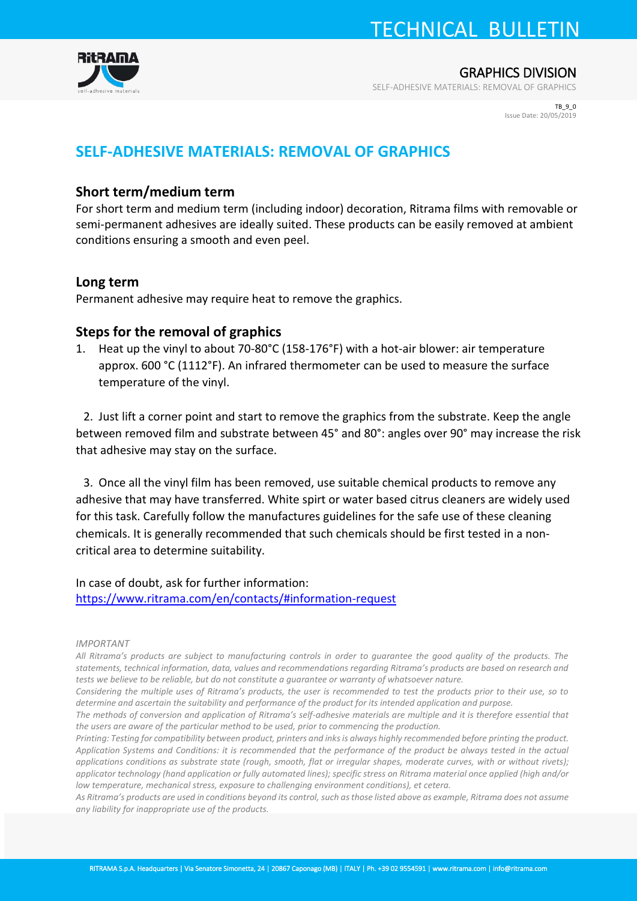# SELF-ADHESIVE MATERIALS: REMOVAL OF GRAPHICS

## Short term/medium term

For short term and medium term (including indoor) decoration, Ritrama films with removable or semi-permanent adhesives are ideally suited. These products can be easily removed at ambient conditions ensuring a smooth and even peel.

## Long term

Permanent adhesive may require heat to remove the graphics.

## Steps for the removal of graphics

1. Heat up the vinyl to about 70-80°C (158-176°F) with a hot-air blower: air temperature approx. 600 °C (1112°F). An infrared thermometer can be used to measure the surface temperature of the vinyl.

2. Just lift a corner point and start to remove the graphics from the substrate. Keep the angle between removed film and substrate between 45° and 80°: angles over 90° may increase the risk that adhesive may stay on the surface.

3. Once all the vinyl film has been removed, use suitable chemical products to remove any adhesive that may have transferred. White spirt or water based citrus cleaners are widely used for this task. Carefully follow the manufactures guidelines for the safe use of these cleaning chemicals. It is generally recommended that such chemicals should be first tested in a non-critical area to determine suitability.

In case of doubt, ask for further information:
[https://www.ritrama.com/en/contacts/#information-request](https://www.ritrama.com/en/contacts/#information-request)

*IMPORTANT*

*All Ritrama's products are subject to manufacturing controls in order to guarantee the good quality of the products. The statements, technical information, data, values and recommendations regarding Ritrama's products are based on research and tests we believe to be reliable, but do not constitute a guarantee or warranty of whatsoever nature.*

*Considering the multiple uses of Ritrama's products, the user is recommended to test the products prior to their use, so to determine and ascertain the suitability and performance of the product for its intended application and purpose.*

*The methods of conversion and application of Ritrama's self-adhesive materials are multiple and it is therefore essential that the users are aware of the particular method to be used, prior to commencing the production.*

*Printing: Testing for compatibility between product, printers and inks is always highly recommended before printing the product.*

*Application Systems and Conditions: it is recommended that the performance of the product be always tested in the actual applications conditions as substrate state (rough, smooth, flat or irregular shapes, moderate curves, with or without rivets); applicator technology (hand application or fully automated lines); specific stress on Ritrama material once applied (high and/or low temperature, mechanical stress, exposure to challenging environment conditions), et cetera.*

*As Ritrama's products are used in conditions beyond its control, such as those listed above as example, Ritrama does not assume any liability for inappropriate use of the products.*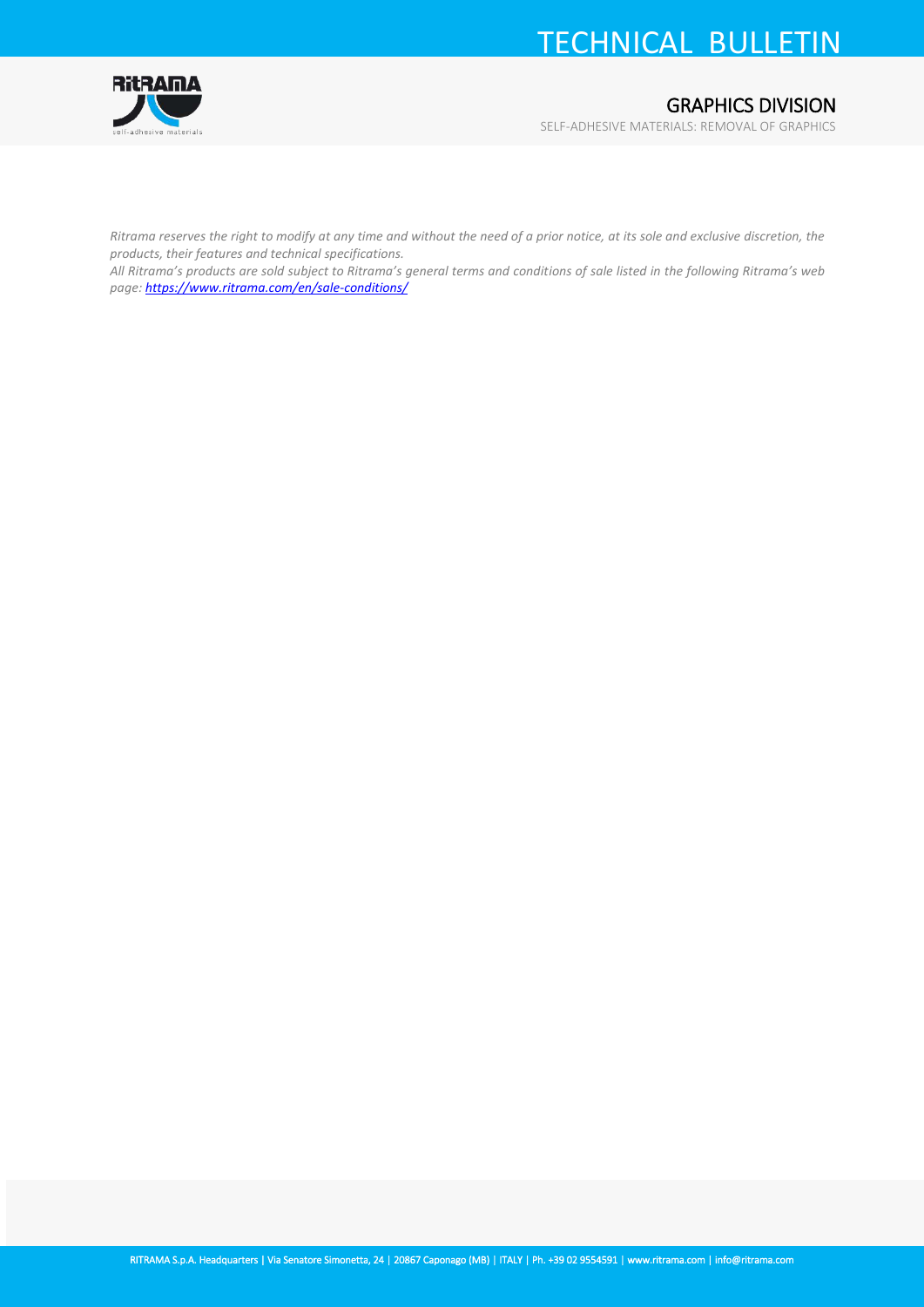*Ritrama reserves the right to modify at any time and without the need of a prior notice, at its sole and exclusive discretion, the products, their features and technical specifications.*

*All Ritrama's products are sold subject to Ritrama's general terms and conditions of sale listed in the following Ritrama's web page: [https://www.ritrama.com/en/sale-conditions/](https://www.ritrama.com/en/sale-conditions/)*